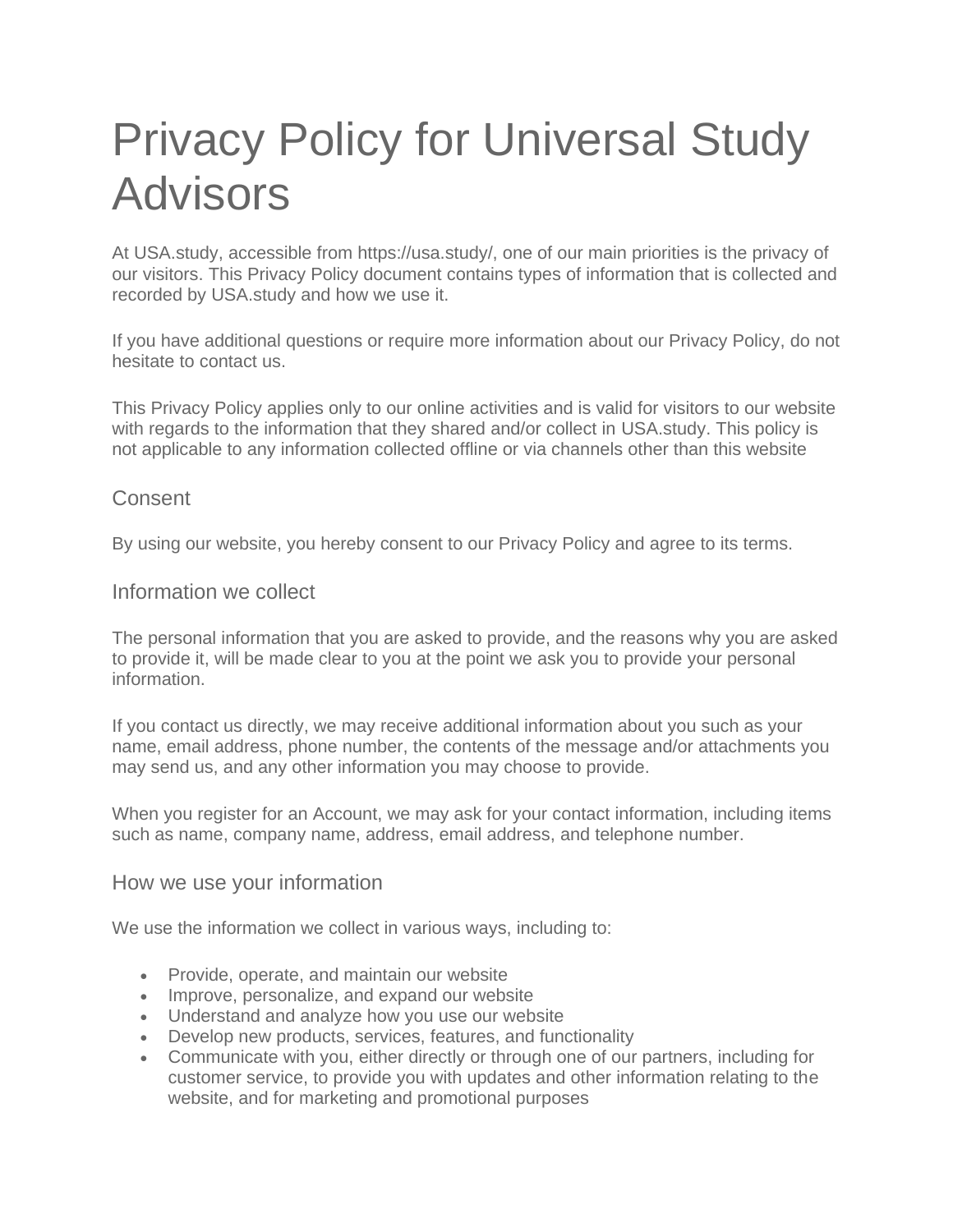# Privacy Policy for Universal Study Advisors

At USA.study, accessible from https://usa.study/, one of our main priorities is the privacy of our visitors. This Privacy Policy document contains types of information that is collected and recorded by USA.study and how we use it.

If you have additional questions or require more information about our Privacy Policy, do not hesitate to contact us.

This Privacy Policy applies only to our online activities and is valid for visitors to our website with regards to the information that they shared and/or collect in USA.study. This policy is not applicable to any information collected offline or via channels other than this website

## Consent

By using our website, you hereby consent to our Privacy Policy and agree to its terms.

## Information we collect

The personal information that you are asked to provide, and the reasons why you are asked to provide it, will be made clear to you at the point we ask you to provide your personal information.

If you contact us directly, we may receive additional information about you such as your name, email address, phone number, the contents of the message and/or attachments you may send us, and any other information you may choose to provide.

When you register for an Account, we may ask for your contact information, including items such as name, company name, address, email address, and telephone number.

## How we use your information

We use the information we collect in various ways, including to:

- Provide, operate, and maintain our website
- Improve, personalize, and expand our website
- Understand and analyze how you use our website
- Develop new products, services, features, and functionality
- Communicate with you, either directly or through one of our partners, including for customer service, to provide you with updates and other information relating to the website, and for marketing and promotional purposes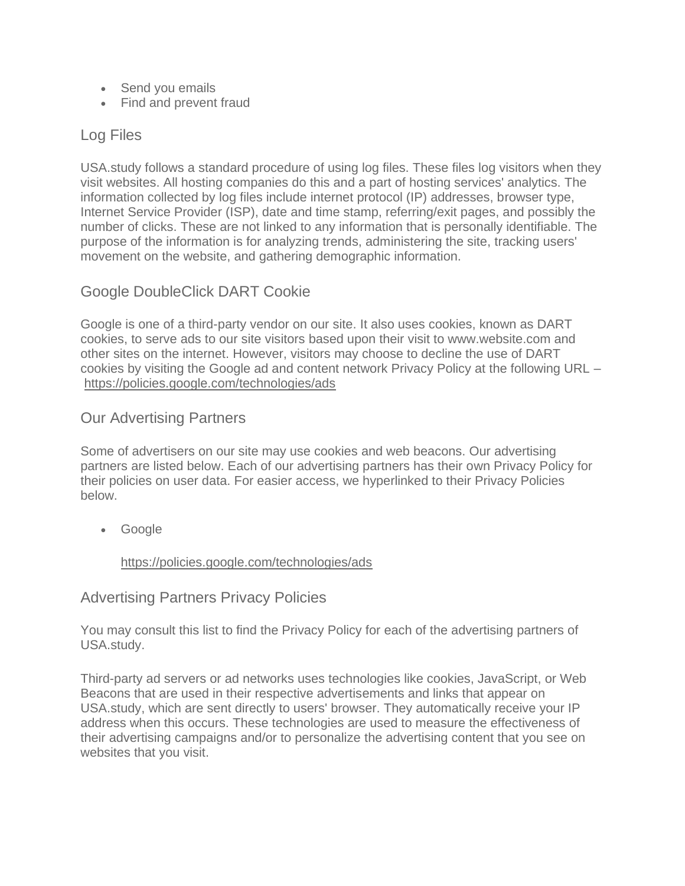- Send you emails
- Find and prevent fraud

## Log Files

USA.study follows a standard procedure of using log files. These files log visitors when they visit websites. All hosting companies do this and a part of hosting services' analytics. The information collected by log files include internet protocol (IP) addresses, browser type, Internet Service Provider (ISP), date and time stamp, referring/exit pages, and possibly the number of clicks. These are not linked to any information that is personally identifiable. The purpose of the information is for analyzing trends, administering the site, tracking users' movement on the website, and gathering demographic information.

## Google DoubleClick DART Cookie

Google is one of a third-party vendor on our site. It also uses cookies, known as DART cookies, to serve ads to our site visitors based upon their visit to www.website.com and other sites on the internet. However, visitors may choose to decline the use of DART cookies by visiting the Google ad and content network Privacy Policy at the following URL – https://policies.google.com/technologies/ads

## Our Advertising Partners

Some of advertisers on our site may use cookies and web beacons. Our advertising partners are listed below. Each of our advertising partners has their own Privacy Policy for their policies on user data. For easier access, we hyperlinked to their Privacy Policies below.

- Google

  https://policies.google.com/technologies/ads

## Advertising Partners Privacy Policies

You may consult this list to find the Privacy Policy for each of the advertising partners of USA.study.

Third-party ad servers or ad networks uses technologies like cookies, JavaScript, or Web Beacons that are used in their respective advertisements and links that appear on USA.study, which are sent directly to users' browser. They automatically receive your IP address when this occurs. These technologies are used to measure the effectiveness of their advertising campaigns and/or to personalize the advertising content that you see on websites that you visit.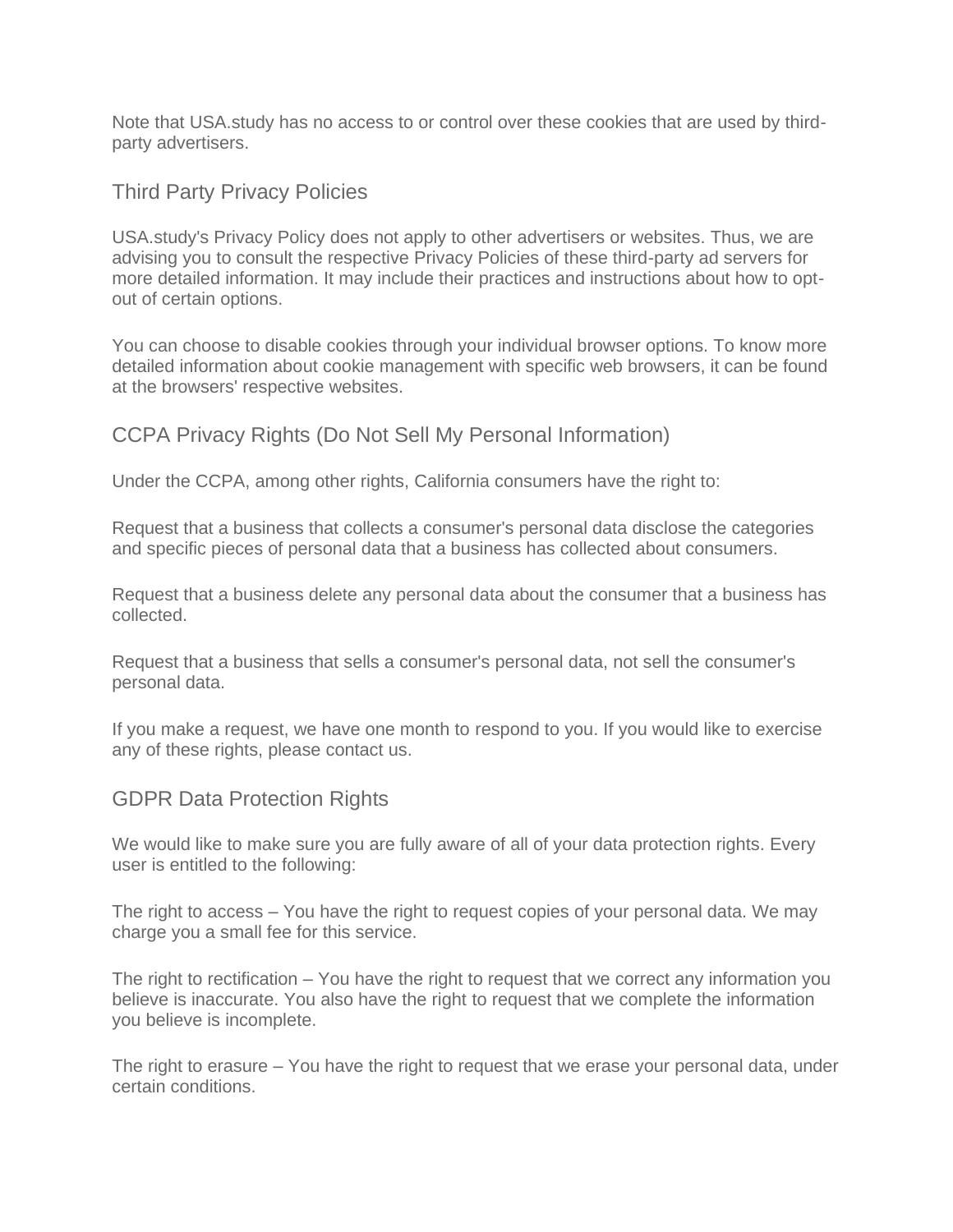Note that USA.study has no access to or control over these cookies that are used by third-party advertisers.

## Third Party Privacy Policies

USA.study's Privacy Policy does not apply to other advertisers or websites. Thus, we are advising you to consult the respective Privacy Policies of these third-party ad servers for more detailed information. It may include their practices and instructions about how to opt-out of certain options.

You can choose to disable cookies through your individual browser options. To know more detailed information about cookie management with specific web browsers, it can be found at the browsers' respective websites.

## CCPA Privacy Rights (Do Not Sell My Personal Information)

Under the CCPA, among other rights, California consumers have the right to:

Request that a business that collects a consumer's personal data disclose the categories and specific pieces of personal data that a business has collected about consumers.

Request that a business delete any personal data about the consumer that a business has collected.

Request that a business that sells a consumer's personal data, not sell the consumer's personal data.

If you make a request, we have one month to respond to you. If you would like to exercise any of these rights, please contact us.

## GDPR Data Protection Rights

We would like to make sure you are fully aware of all of your data protection rights. Every user is entitled to the following:

The right to access – You have the right to request copies of your personal data. We may charge you a small fee for this service.

The right to rectification – You have the right to request that we correct any information you believe is inaccurate. You also have the right to request that we complete the information you believe is incomplete.

The right to erasure – You have the right to request that we erase your personal data, under certain conditions.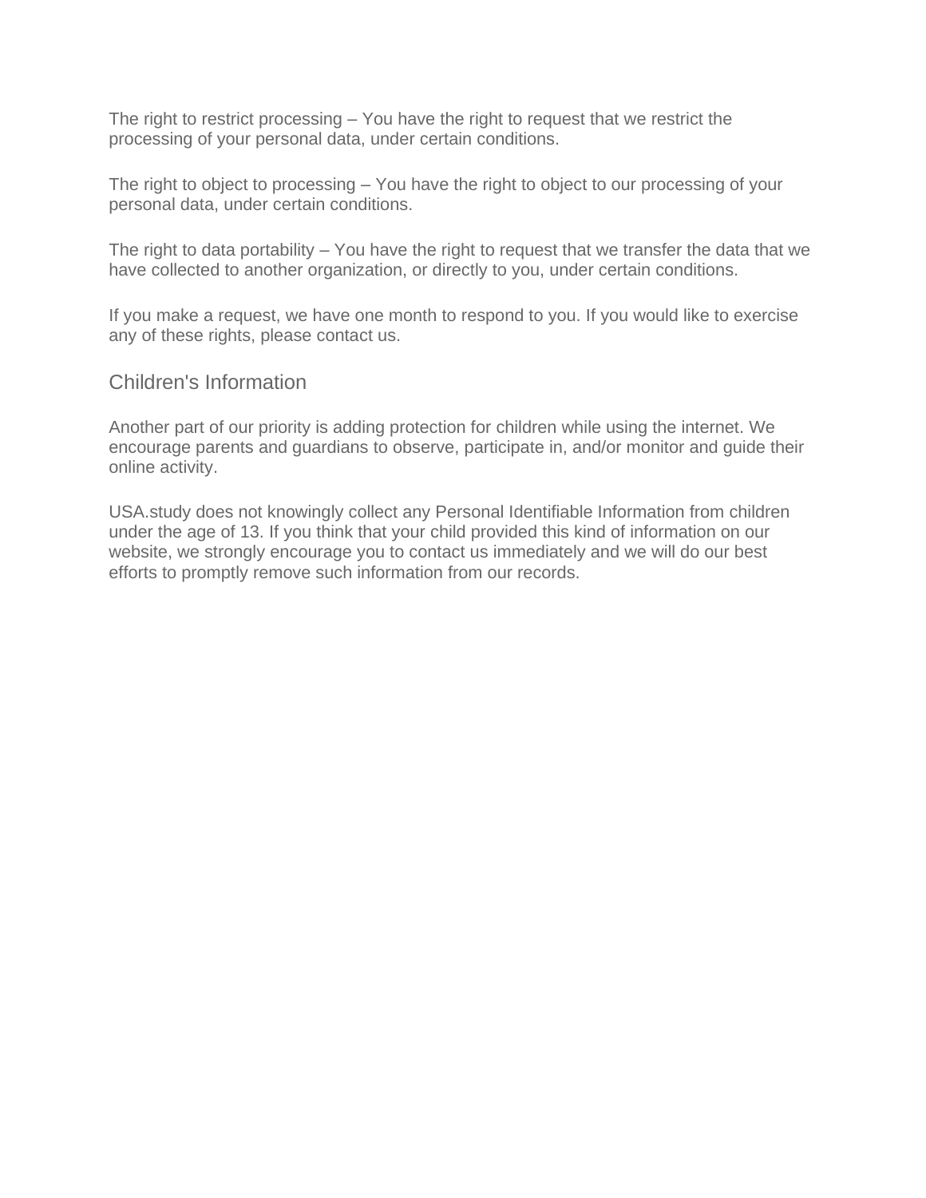The right to restrict processing – You have the right to request that we restrict the processing of your personal data, under certain conditions.

The right to object to processing – You have the right to object to our processing of your personal data, under certain conditions.

The right to data portability – You have the right to request that we transfer the data that we have collected to another organization, or directly to you, under certain conditions.

If you make a request, we have one month to respond to you. If you would like to exercise any of these rights, please contact us.

## Children's Information

Another part of our priority is adding protection for children while using the internet. We encourage parents and guardians to observe, participate in, and/or monitor and guide their online activity.

USA.study does not knowingly collect any Personal Identifiable Information from children under the age of 13. If you think that your child provided this kind of information on our website, we strongly encourage you to contact us immediately and we will do our best efforts to promptly remove such information from our records.